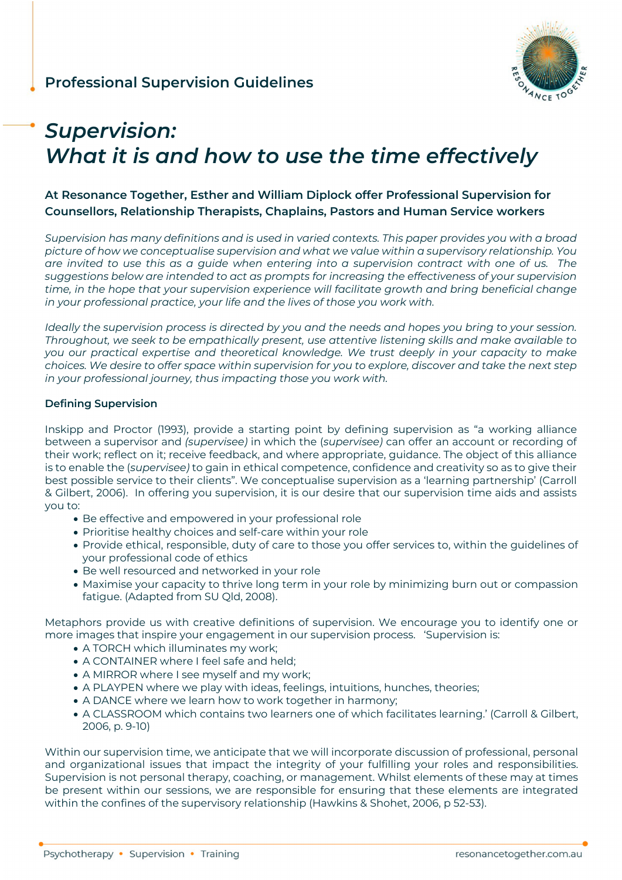## Professional Supervision Guidelines

# *Supervision: What it is and how to use the time effectively*

### At Resonance Together, Esther and William Diplock offer Professional Supervision for Counsellors, Relationship Therapists, Chaplains, Pastors and Human Service workers

*Supervision has many definitions and is used in varied contexts. This paper provides you with a broad picture of how we conceptualise supervision and what we value within a supervisory relationship. You are invited to use this as a guide when entering into a supervision contract with one of us. The suggestions below are intended to act as prompts for increasing the effectiveness of your supervision time, in the hope that your supervision experience will facilitate growth and bring beneficial change in your professional practice, your life and the lives of those you work with.*

*Ideally the supervision process is directed by you and the needs and hopes you bring to your session. Throughout, we seek to be empathically present, use attentive listening skills and make available to you our practical expertise and theoretical knowledge. We trust deeply in your capacity to make choices. We desire to offer space within supervision for you to explore, discover and take the next step in your professional journey, thus impacting those you work with.*

**Defining Supervision**

Inskipp and Proctor (1993), provide a starting point by defining supervision as "a working alliance between a supervisor and *(supervisee)* in which the (*supervisee)* can offer an account or recording of their work; reflect on it; receive feedback, and where appropriate, guidance. The object of this alliance is to enable the (*supervisee)* to gain in ethical competence, confidence and creativity so as to give their best possible service to their clients". We conceptualise supervision as a 'learning partnership' (Carroll & Gilbert, 2006). In offering you supervision, it is our desire that our supervision time aids and assists you to:

- Be effective and empowered in your professional role
- Prioritise healthy choices and self-care within your role
- Provide ethical, responsible, duty of care to those you offer services to, within the guidelines of your professional code of ethics
- Be well resourced and networked in your role
- Maximise your capacity to thrive long term in your role by minimizing burn out or compassion fatigue. (Adapted from SU Qld, 2008).

Metaphors provide us with creative definitions of supervision. We encourage you to identify one or more images that inspire your engagement in our supervision process. 'Supervision is:

- A TORCH which illuminates my work;
- A CONTAINER where I feel safe and held;
- A MIRROR where I see myself and my work;
- A PLAYPEN where we play with ideas, feelings, intuitions, hunches, theories;
- A DANCE where we learn how to work together in harmony;
- A CLASSROOM which contains two learners one of which facilitates learning.' (Carroll & Gilbert, 2006, p. 9-10)

Within our supervision time, we anticipate that we will incorporate discussion of professional, personal and organizational issues that impact the integrity of your fulfilling your roles and responsibilities. Supervision is not personal therapy, coaching, or management. Whilst elements of these may at times be present within our sessions, we are responsible for ensuring that these elements are integrated within the confines of the supervisory relationship (Hawkins & Shohet, 2006, p 52-53).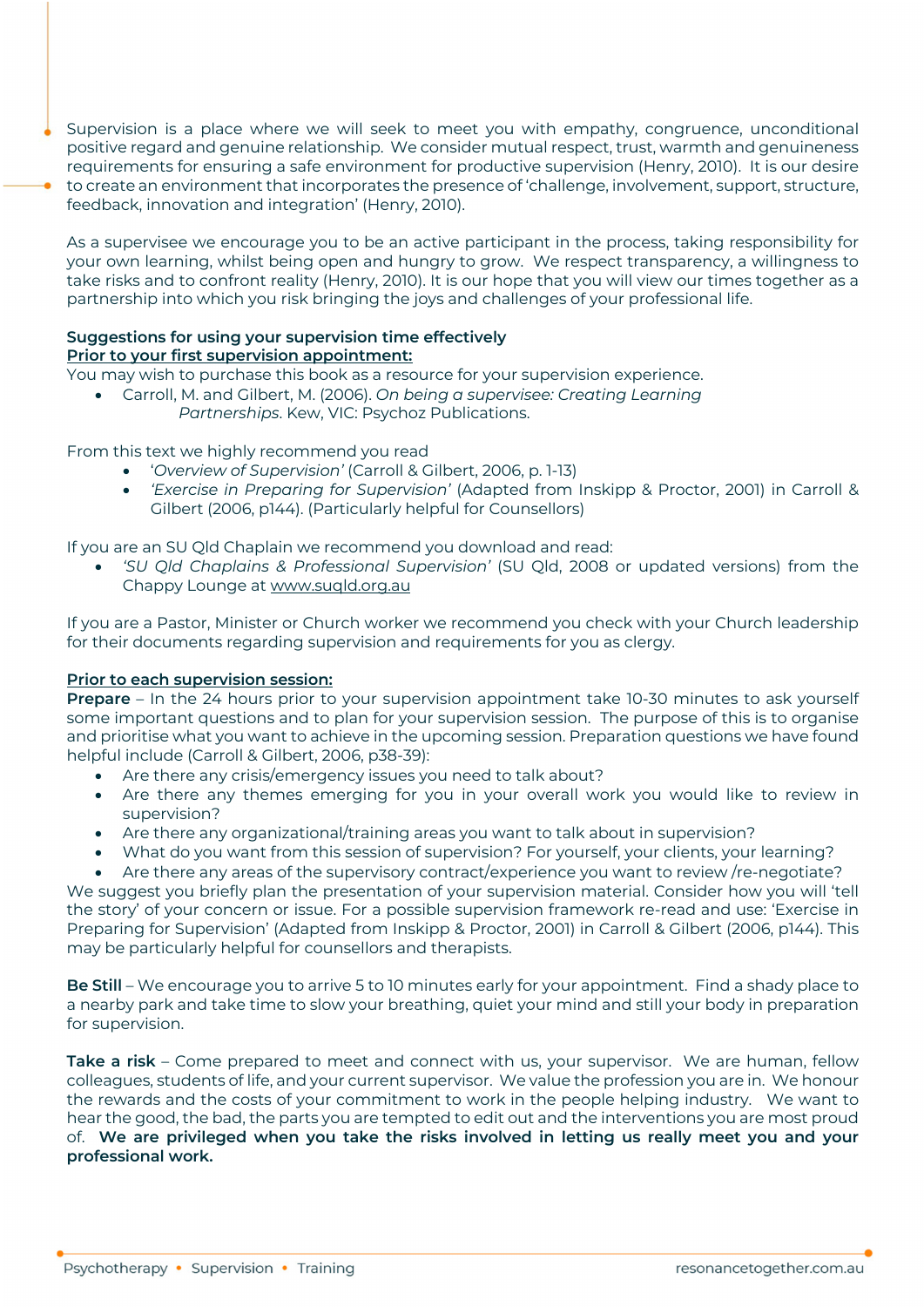Supervision is a place where we will seek to meet you with empathy, congruence, unconditional positive regard and genuine relationship. We consider mutual respect, trust, warmth and genuineness requirements for ensuring a safe environment for productive supervision (Henry, 2010). It is our desire to create an environment that incorporates the presence of 'challenge, involvement, support, structure, feedback, innovation and integration' (Henry, 2010).

As a supervisee we encourage you to be an active participant in the process, taking responsibility for your own learning, whilst being open and hungry to grow. We respect transparency, a willingness to take risks and to confront reality (Henry, 2010). It is our hope that you will view our times together as a partnership into which you risk bringing the joys and challenges of your professional life.

**Suggestions for using your supervision time effectively**

**Prior to your first supervision appointment:**

You may wish to purchase this book as a resource for your supervision experience.

- Carroll, M. and Gilbert, M. (2006). *On being a supervisee: Creating Learning Partnerships*. Kew, VIC: Psychoz Publications.

From this text we highly recommend you read

- '*Overview of Supervision'* (Carroll & Gilbert, 2006, p. 1-13)
- *'Exercise in Preparing for Supervision'* (Adapted from Inskipp & Proctor, 2001) in Carroll & Gilbert (2006, p144). (Particularly helpful for Counsellors)

If you are an SU Qld Chaplain we recommend you download and read:

- *'SU Qld Chaplains & Professional Supervision'* (SU Qld, 2008 or updated versions) from the Chappy Lounge at www.suqld.org.au

If you are a Pastor, Minister or Church worker we recommend you check with your Church leadership for their documents regarding supervision and requirements for you as clergy.

**Prior to each supervision session:**

**Prepare** – In the 24 hours prior to your supervision appointment take 10-30 minutes to ask yourself some important questions and to plan for your supervision session. The purpose of this is to organise and prioritise what you want to achieve in the upcoming session. Preparation questions we have found helpful include (Carroll & Gilbert, 2006, p38-39):

- Are there any crisis/emergency issues you need to talk about?
- Are there any themes emerging for you in your overall work you would like to review in supervision?
- Are there any organizational/training areas you want to talk about in supervision?
- What do you want from this session of supervision? For yourself, your clients, your learning?
- Are there any areas of the supervisory contract/experience you want to review /re-negotiate?

We suggest you briefly plan the presentation of your supervision material. Consider how you will 'tell the story' of your concern or issue. For a possible supervision framework re-read and use: 'Exercise in Preparing for Supervision' (Adapted from Inskipp & Proctor, 2001) in Carroll & Gilbert (2006, p144). This may be particularly helpful for counsellors and therapists.

**Be Still** – We encourage you to arrive 5 to 10 minutes early for your appointment. Find a shady place to a nearby park and take time to slow your breathing, quiet your mind and still your body in preparation for supervision.

**Take a risk** – Come prepared to meet and connect with us, your supervisor. We are human, fellow colleagues, students of life, and your current supervisor. We value the profession you are in. We honour the rewards and the costs of your commitment to work in the people helping industry. We want to hear the good, the bad, the parts you are tempted to edit out and the interventions you are most proud of. **We are privileged when you take the risks involved in letting us really meet you and your professional work.**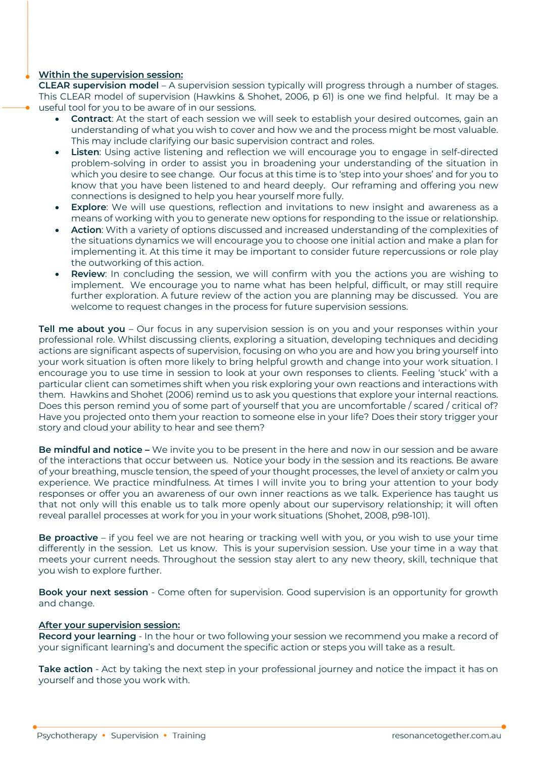**Within the supervision session:**

**CLEAR supervision model** – A supervision session typically will progress through a number of stages. This CLEAR model of supervision (Hawkins & Shohet, 2006, p 61) is one we find helpful. It may be a useful tool for you to be aware of in our sessions.

- **Contract**: At the start of each session we will seek to establish your desired outcomes, gain an understanding of what you wish to cover and how we and the process might be most valuable. This may include clarifying our basic supervision contract and roles.
- **Listen**: Using active listening and reflection we will encourage you to engage in self-directed problem-solving in order to assist you in broadening your understanding of the situation in which you desire to see change. Our focus at this time is to 'step into your shoes' and for you to know that you have been listened to and heard deeply. Our reframing and offering you new connections is designed to help you hear yourself more fully.
- **Explore**: We will use questions, reflection and invitations to new insight and awareness as a means of working with you to generate new options for responding to the issue or relationship.
- **Action**: With a variety of options discussed and increased understanding of the complexities of the situations dynamics we will encourage you to choose one initial action and make a plan for implementing it. At this time it may be important to consider future repercussions or role play the outworking of this action.
- **Review**: In concluding the session, we will confirm with you the actions you are wishing to implement. We encourage you to name what has been helpful, difficult, or may still require further exploration. A future review of the action you are planning may be discussed. You are welcome to request changes in the process for future supervision sessions.

**Tell me about you** – Our focus in any supervision session is on you and your responses within your professional role. Whilst discussing clients, exploring a situation, developing techniques and deciding actions are significant aspects of supervision, focusing on who you are and how you bring yourself into your work situation is often more likely to bring helpful growth and change into your work situation. I encourage you to use time in session to look at your own responses to clients. Feeling 'stuck' with a particular client can sometimes shift when you risk exploring your own reactions and interactions with them. Hawkins and Shohet (2006) remind us to ask you questions that explore your internal reactions. Does this person remind you of some part of yourself that you are uncomfortable / scared / critical of? Have you projected onto them your reaction to someone else in your life? Does their story trigger your story and cloud your ability to hear and see them?

**Be mindful and notice –** We invite you to be present in the here and now in our session and be aware of the interactions that occur between us. Notice your body in the session and its reactions. Be aware of your breathing, muscle tension, the speed of your thought processes, the level of anxiety or calm you experience. We practice mindfulness. At times I will invite you to bring your attention to your body responses or offer you an awareness of our own inner reactions as we talk. Experience has taught us that not only will this enable us to talk more openly about our supervisory relationship; it will often reveal parallel processes at work for you in your work situations (Shohet, 2008, p98-101).

**Be proactive** – if you feel we are not hearing or tracking well with you, or you wish to use your time differently in the session. Let us know. This is your supervision session. Use your time in a way that meets your current needs. Throughout the session stay alert to any new theory, skill, technique that you wish to explore further.

**Book your next session** - Come often for supervision. Good supervision is an opportunity for growth and change.

**After your supervision session:**

**Record your learning** - In the hour or two following your session we recommend you make a record of your significant learning's and document the specific action or steps you will take as a result.

**Take action** - Act by taking the next step in your professional journey and notice the impact it has on yourself and those you work with.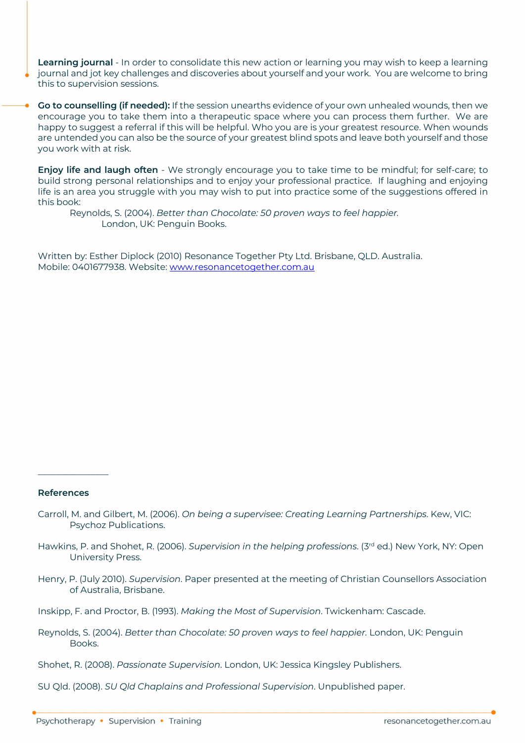**Learning journal** - In order to consolidate this new action or learning you may wish to keep a learning journal and jot key challenges and discoveries about yourself and your work. You are welcome to bring this to supervision sessions.

**Go to counselling (if needed):** If the session unearths evidence of your own unhealed wounds, then we encourage you to take them into a therapeutic space where you can process them further. We are happy to suggest a referral if this will be helpful. Who you are is your greatest resource. When wounds are untended you can also be the source of your greatest blind spots and leave both yourself and those you work with at risk.

**Enjoy life and laugh often** - We strongly encourage you to take time to be mindful; for self-care; to build strong personal relationships and to enjoy your professional practice. If laughing and enjoying life is an area you struggle with you may wish to put into practice some of the suggestions offered in this book:

> Reynolds, S. (2004). *Better than Chocolate: 50 proven ways to feel happier.* London, UK: Penguin Books.

Written by: Esther Diplock (2010) Resonance Together Pty Ltd. Brisbane, QLD. Australia.
Mobile: 0401677938. Website: [www.resonancetogether.com.au](http://www.resonancetogether.com.au)

---

**References**

Carroll, M. and Gilbert, M. (2006). *On being a supervisee: Creating Learning Partnerships*. Kew, VIC: Psychoz Publications.

Hawkins, P. and Shohet, R. (2006). *Supervision in the helping professions*. (3rd ed.) New York, NY: Open University Press.

Henry, P. (July 2010). *Supervision*. Paper presented at the meeting of Christian Counsellors Association of Australia, Brisbane.

Inskipp, F. and Proctor, B. (1993). *Making the Most of Supervision*. Twickenham: Cascade.

Reynolds, S. (2004). *Better than Chocolate: 50 proven ways to feel happier*. London, UK: Penguin Books.

Shohet, R. (2008). *Passionate Supervision*. London, UK: Jessica Kingsley Publishers.

SU Qld. (2008). *SU Qld Chaplains and Professional Supervision*. Unpublished paper.